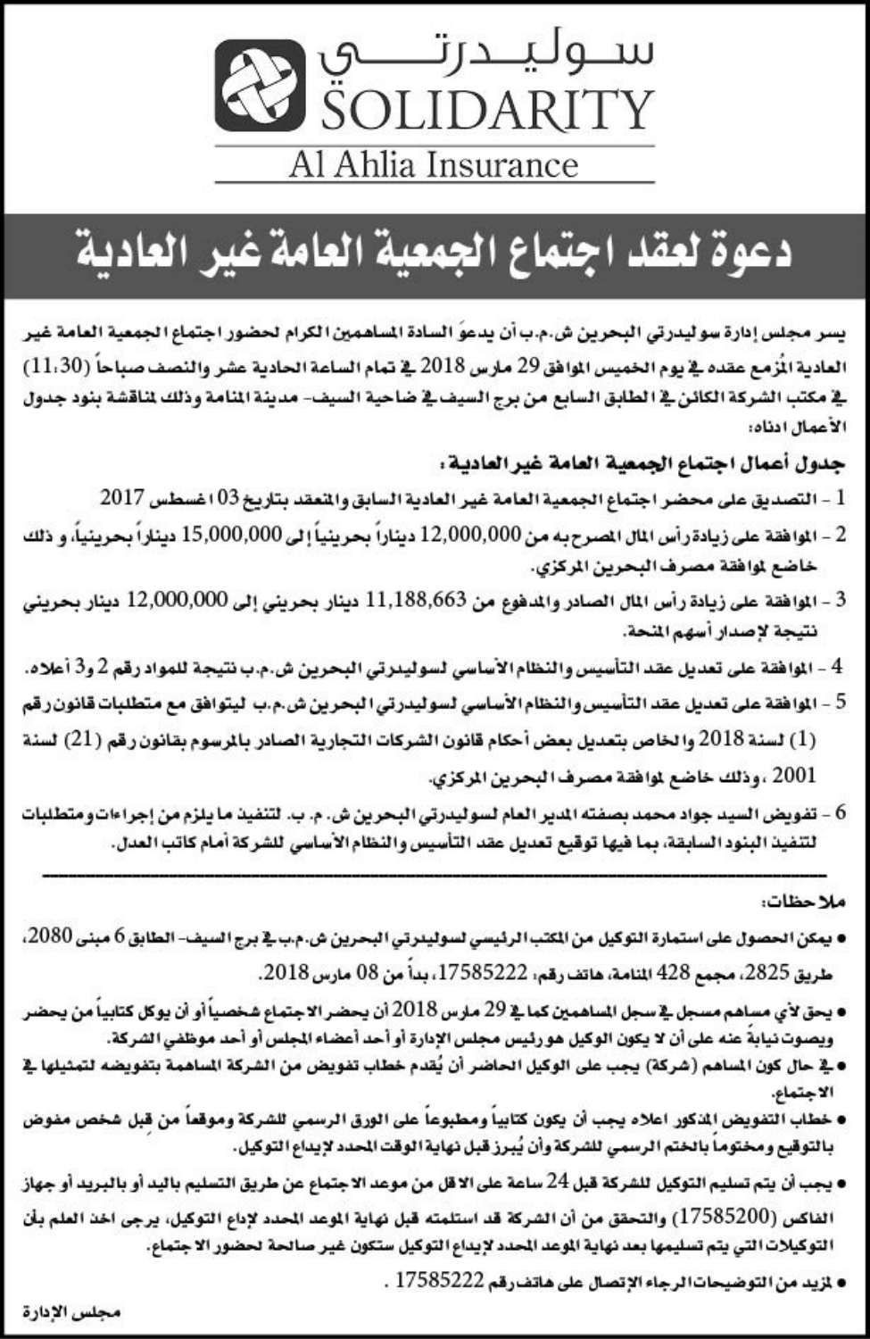سوليدرتي

SOLIDARITY

Al Ahlia Insurance

# دعوة لعقد اجتماع الجمعية العامة غير العادية

يسر مجلس إدارة سوليدرتي البحرين ش.م.ب أن يدعوَ السادة المساهمين الكرام لحضور اجتماع الجمعية العامة غير العادية المُزمع عقده في يوم الخميس الموافق 29 مارس 2018 في تمام الساعة الحادية عشر والنصف صباحاً (11:30) في مكتب الشركة الكائن في الطابق السابع من برج السيف في ضاحية السيف- مدينة المنامة وذلك لمناقشة بنود جدول الأعمال ادناه:

**جدول أعمال اجتماع الجمعية العامة غير العادية:**

1 - التصديق على محضر اجتماع الجمعية العامة غير العادية السابق والمنعقد بتاريخ 03 اغسطس 2017

2 - الموافقة على زيادة رأس المال المصرح به من 12,000,000 ديناراً بحرينياً إلى 15,000,000 ديناراً بحرينياً، و ذلك خاضع لموافقة مصرف البحرين المركزي.

3 - الموافقة على زيادة رأس المال الصادر والمدفوع من 11,188,663 دينار بحريني إلى 12,000,000 دينار بحريني نتيجة لإصدار أسهم المنحة.

4 - الموافقة على تعديل عقد التأسيس والنظام الأساسي لسوليدرتي البحرين ش.م.ب نتيجة للمواد رقم 2 و3 أعلاه.

5 - الموافقة على تعديل عقد التأسيس والنظام الأساسي لسوليدرتي البحرين ش.م.ب ليتوافق مع متطلبات قانون رقم (1) لسنة 2018 والخاص بتعديل بعض أحكام قانون الشركات التجارية الصادر بالمرسوم بقانون رقم (21) لسنة 2001 ،وذلك خاضع لموافقة مصرف البحرين المركزي.

6 - تفويض السيد جواد محمد بصفته المدير العام لسوليدرتي البحرين ش. م. ب. لتنفيذ ما يلزم من إجراءات ومتطلبات لتنفيذ البنود السابقة، بما فيها توقيع تعديل عقد التأسيس والنظام الأساسي للشركة أمام كاتب العدل.

---

**ملاحظات:**

- يمكن الحصول على استمارة التوكيل من المكتب الرئيسي لسوليدرتي البحرين ش.م.ب في برج السيف- الطابق 6 مبنى 2080، طريق 2825، مجمع 428 المنامة، هاتف رقم: 17585222، بدأ من 08 مارس 2018.
- يحق لأي مساهم مسجل في سجل المساهمين كما في 29 مارس 2018 أن يحضر الاجتماع شخصياً أو أن يوكل كتابياً من يحضر ويصوت نيابةً عنه على أن لا يكون الوكيل هو رئيس مجلس الإدارة أو أحد أعضاء المجلس أو أحد موظفي الشركة.
- في حال كون المساهم (شركة) يجب على الوكيل الحاضر أن يُقدم خطاب تفويض من الشركة المساهمة بتفويضه لتمثيلها في الاجتماع.
- خطاب التفويض المذكور اعلاه يجب أن يكون كتابياً ومطبوعاً على الورق الرسمي للشركة وموقعاً من قِبل شخص مفوض بالتوقيع ومختوماً بالختم الرسمي للشركة وأن يُبرز قبل نهاية الوقت المحدد لإيداع التوكيل.
- يجب أن يتم تسليم التوكيل للشركة قبل 24 ساعة على الاقل من موعد الاجتماع عن طريق التسليم باليد أو بالبريد أو بجهاز الفاكس (17585200) والتحقق من أن الشركة قد استلمته قبل نهاية الموعد المحدد لإداع التوكيل، يرجى اخذ العلم بأن التوكيلات التي يتم تسليمها بعد نهاية الموعد المحدد لإيداع التوكيل ستكون غير صالحة لحضور الاجتماع.
- لمزيد من التوضيحات الرجاء الإتصال على هاتف رقم 17585222 .

مجلس الإدارة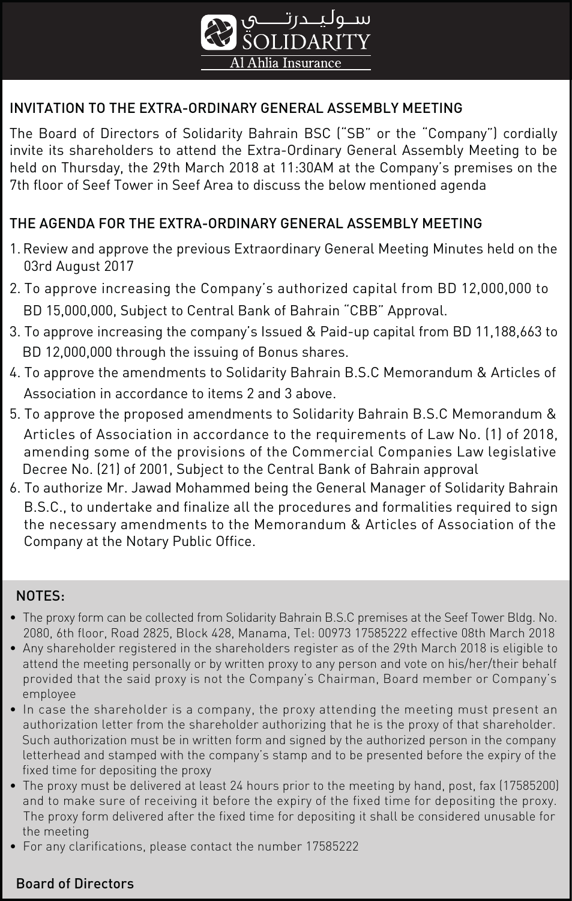سـولـيـدرتـــي
SOLIDARITY
Al Ahlia Insurance

## INVITATION TO THE EXTRA-ORDINARY GENERAL ASSEMBLY MEETING

The Board of Directors of Solidarity Bahrain BSC ("SB" or the "Company") cordially invite its shareholders to attend the Extra-Ordinary General Assembly Meeting to be held on Thursday, the 29th March 2018 at 11:30AM at the Company's premises on the 7th floor of Seef Tower in Seef Area to discuss the below mentioned agenda

## THE AGENDA FOR THE EXTRA-ORDINARY GENERAL ASSEMBLY MEETING

1. Review and approve the previous Extraordinary General Meeting Minutes held on the 03rd August 2017
2. To approve increasing the Company's authorized capital from BD 12,000,000 to BD 15,000,000, Subject to Central Bank of Bahrain "CBB" Approval.
3. To approve increasing the company's Issued & Paid-up capital from BD 11,188,663 to BD 12,000,000 through the issuing of Bonus shares.
4. To approve the amendments to Solidarity Bahrain B.S.C Memorandum & Articles of Association in accordance to items 2 and 3 above.
5. To approve the proposed amendments to Solidarity Bahrain B.S.C Memorandum & Articles of Association in accordance to the requirements of Law No. (1) of 2018, amending some of the provisions of the Commercial Companies Law legislative Decree No. (21) of 2001, Subject to the Central Bank of Bahrain approval
6. To authorize Mr. Jawad Mohammed being the General Manager of Solidarity Bahrain B.S.C., to undertake and finalize all the procedures and formalities required to sign the necessary amendments to the Memorandum & Articles of Association of the Company at the Notary Public Office.

## NOTES:

- The proxy form can be collected from Solidarity Bahrain B.S.C premises at the Seef Tower Bldg. No. 2080, 6th floor, Road 2825, Block 428, Manama, Tel: 00973 17585222 effective 08th March 2018
- Any shareholder registered in the shareholders register as of the 29th March 2018 is eligible to attend the meeting personally or by written proxy to any person and vote on his/her/their behalf provided that the said proxy is not the Company's Chairman, Board member or Company's employee
- In case the shareholder is a company, the proxy attending the meeting must present an authorization letter from the shareholder authorizing that he is the proxy of that shareholder. Such authorization must be in written form and signed by the authorized person in the company letterhead and stamped with the company's stamp and to be presented before the expiry of the fixed time for depositing the proxy
- The proxy must be delivered at least 24 hours prior to the meeting by hand, post, fax (17585200) and to make sure of receiving it before the expiry of the fixed time for depositing the proxy. The proxy form delivered after the fixed time for depositing it shall be considered unusable for the meeting
- For any clarifications, please contact the number 17585222

Board of Directors